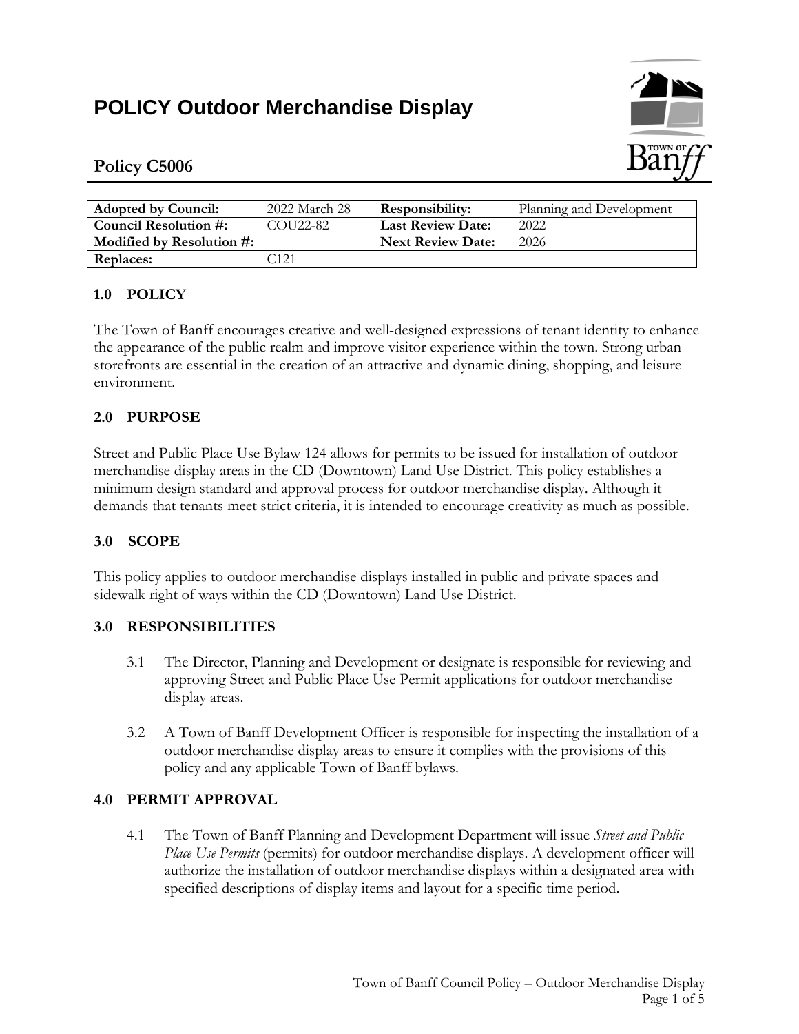# POLICY Outdoor Merchandise Display

## Policy C5006

| Adopted by Council: | 2022 March 28 | Responsibility: | Planning and Development |
|---|---|---|---|
| Council Resolution #: | COU22-82 | Last Review Date: | 2022 |
| Modified by Resolution #: | | Next Review Date: | 2026 |
| Replaces: | C121 | | |

### 1.0 POLICY

The Town of Banff encourages creative and well-designed expressions of tenant identity to enhance the appearance of the public realm and improve visitor experience within the town. Strong urban storefronts are essential in the creation of an attractive and dynamic dining, shopping, and leisure environment.

### 2.0 PURPOSE

Street and Public Place Use Bylaw 124 allows for permits to be issued for installation of outdoor merchandise display areas in the CD (Downtown) Land Use District. This policy establishes a minimum design standard and approval process for outdoor merchandise display. Although it demands that tenants meet strict criteria, it is intended to encourage creativity as much as possible.

### 3.0 SCOPE

This policy applies to outdoor merchandise displays installed in public and private spaces and sidewalk right of ways within the CD (Downtown) Land Use District.

### 3.0 RESPONSIBILITIES

3.1 The Director, Planning and Development or designate is responsible for reviewing and approving Street and Public Place Use Permit applications for outdoor merchandise display areas.

3.2 A Town of Banff Development Officer is responsible for inspecting the installation of a outdoor merchandise display areas to ensure it complies with the provisions of this policy and any applicable Town of Banff bylaws.

### 4.0 PERMIT APPROVAL

4.1 The Town of Banff Planning and Development Department will issue *Street and Public Place Use Permits* (permits) for outdoor merchandise displays. A development officer will authorize the installation of outdoor merchandise displays within a designated area with specified descriptions of display items and layout for a specific time period.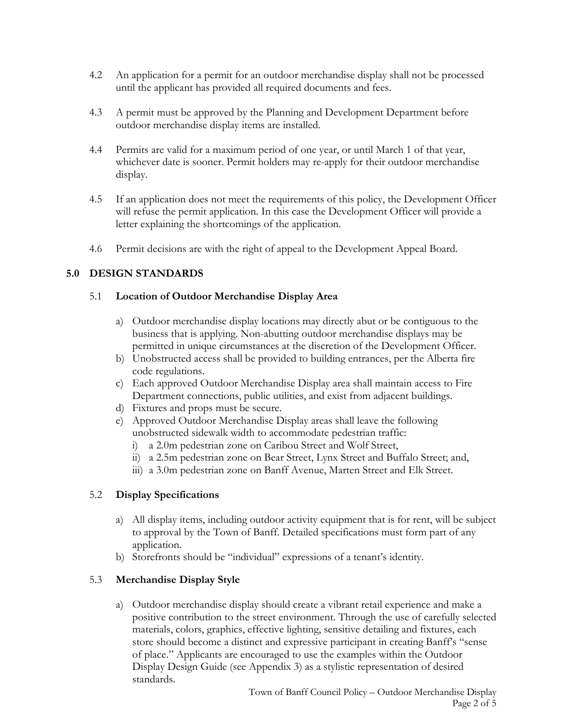4.2 An application for a permit for an outdoor merchandise display shall not be processed until the applicant has provided all required documents and fees.

4.3 A permit must be approved by the Planning and Development Department before outdoor merchandise display items are installed.

4.4 Permits are valid for a maximum period of one year, or until March 1 of that year, whichever date is sooner. Permit holders may re-apply for their outdoor merchandise display.

4.5 If an application does not meet the requirements of this policy, the Development Officer will refuse the permit application. In this case the Development Officer will provide a letter explaining the shortcomings of the application.

4.6 Permit decisions are with the right of appeal to the Development Appeal Board.

## 5.0 DESIGN STANDARDS

### 5.1 Location of Outdoor Merchandise Display Area

a) Outdoor merchandise display locations may directly abut or be contiguous to the business that is applying. Non-abutting outdoor merchandise displays may be permitted in unique circumstances at the discretion of the Development Officer.
b) Unobstructed access shall be provided to building entrances, per the Alberta fire code regulations.
c) Each approved Outdoor Merchandise Display area shall maintain access to Fire Department connections, public utilities, and exist from adjacent buildings.
d) Fixtures and props must be secure.
e) Approved Outdoor Merchandise Display areas shall leave the following unobstructed sidewalk width to accommodate pedestrian traffic:
   i) a 2.0m pedestrian zone on Caribou Street and Wolf Street,
   ii) a 2.5m pedestrian zone on Bear Street, Lynx Street and Buffalo Street; and,
   iii) a 3.0m pedestrian zone on Banff Avenue, Marten Street and Elk Street.

### 5.2 Display Specifications

a) All display items, including outdoor activity equipment that is for rent, will be subject to approval by the Town of Banff. Detailed specifications must form part of any application.
b) Storefronts should be "individual" expressions of a tenant's identity.

### 5.3 Merchandise Display Style

a) Outdoor merchandise display should create a vibrant retail experience and make a positive contribution to the street environment. Through the use of carefully selected materials, colors, graphics, effective lighting, sensitive detailing and fixtures, each store should become a distinct and expressive participant in creating Banff's "sense of place." Applicants are encouraged to use the examples within the Outdoor Display Design Guide (see Appendix 3) as a stylistic representation of desired standards.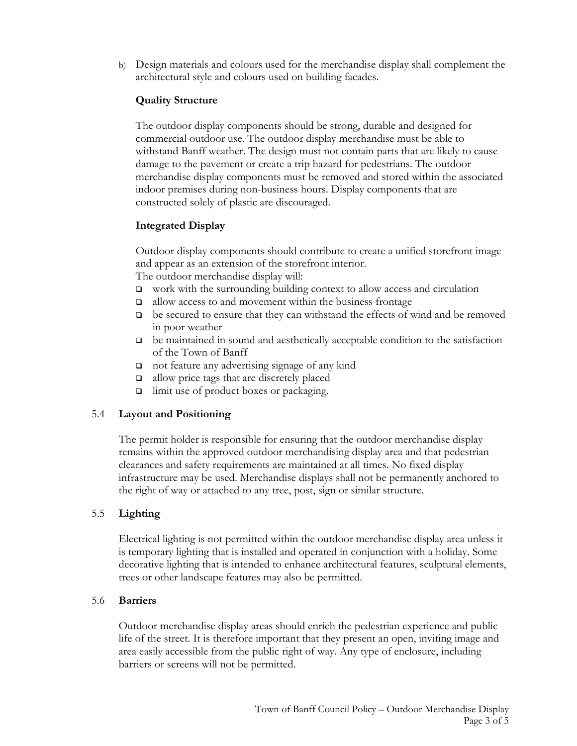b) Design materials and colours used for the merchandise display shall complement the architectural style and colours used on building facades.

**Quality Structure**

The outdoor display components should be strong, durable and designed for commercial outdoor use. The outdoor display merchandise must be able to withstand Banff weather. The design must not contain parts that are likely to cause damage to the pavement or create a trip hazard for pedestrians. The outdoor merchandise display components must be removed and stored within the associated indoor premises during non-business hours. Display components that are constructed solely of plastic are discouraged.

**Integrated Display**

Outdoor display components should contribute to create a unified storefront image and appear as an extension of the storefront interior.

The outdoor merchandise display will:

- work with the surrounding building context to allow access and circulation
- allow access to and movement within the business frontage
- be secured to ensure that they can withstand the effects of wind and be removed in poor weather
- be maintained in sound and aesthetically acceptable condition to the satisfaction of the Town of Banff
- not feature any advertising signage of any kind
- allow price tags that are discretely placed
- limit use of product boxes or packaging.

## 5.4 Layout and Positioning

The permit holder is responsible for ensuring that the outdoor merchandise display remains within the approved outdoor merchandising display area and that pedestrian clearances and safety requirements are maintained at all times. No fixed display infrastructure may be used. Merchandise displays shall not be permanently anchored to the right of way or attached to any tree, post, sign or similar structure.

## 5.5 Lighting

Electrical lighting is not permitted within the outdoor merchandise display area unless it is temporary lighting that is installed and operated in conjunction with a holiday. Some decorative lighting that is intended to enhance architectural features, sculptural elements, trees or other landscape features may also be permitted.

## 5.6 Barriers

Outdoor merchandise display areas should enrich the pedestrian experience and public life of the street. It is therefore important that they present an open, inviting image and area easily accessible from the public right of way. Any type of enclosure, including barriers or screens will not be permitted.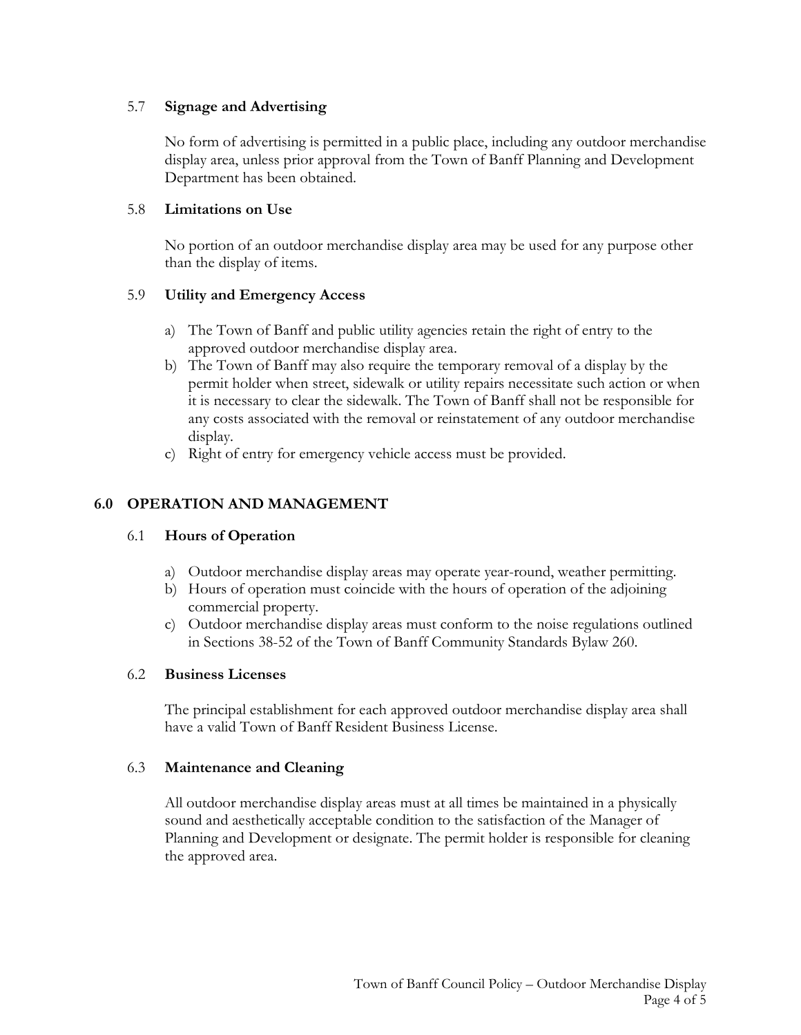### 5.7 **Signage and Advertising**

No form of advertising is permitted in a public place, including any outdoor merchandise display area, unless prior approval from the Town of Banff Planning and Development Department has been obtained.

### 5.8 **Limitations on Use**

No portion of an outdoor merchandise display area may be used for any purpose other than the display of items.

### 5.9 **Utility and Emergency Access**

a) The Town of Banff and public utility agencies retain the right of entry to the approved outdoor merchandise display area.
b) The Town of Banff may also require the temporary removal of a display by the permit holder when street, sidewalk or utility repairs necessitate such action or when it is necessary to clear the sidewalk. The Town of Banff shall not be responsible for any costs associated with the removal or reinstatement of any outdoor merchandise display.
c) Right of entry for emergency vehicle access must be provided.

## 6.0 OPERATION AND MANAGEMENT

### 6.1 **Hours of Operation**

a) Outdoor merchandise display areas may operate year-round, weather permitting.
b) Hours of operation must coincide with the hours of operation of the adjoining commercial property.
c) Outdoor merchandise display areas must conform to the noise regulations outlined in Sections 38-52 of the Town of Banff Community Standards Bylaw 260.

### 6.2 **Business Licenses**

The principal establishment for each approved outdoor merchandise display area shall have a valid Town of Banff Resident Business License.

### 6.3 **Maintenance and Cleaning**

All outdoor merchandise display areas must at all times be maintained in a physically sound and aesthetically acceptable condition to the satisfaction of the Manager of Planning and Development or designate. The permit holder is responsible for cleaning the approved area.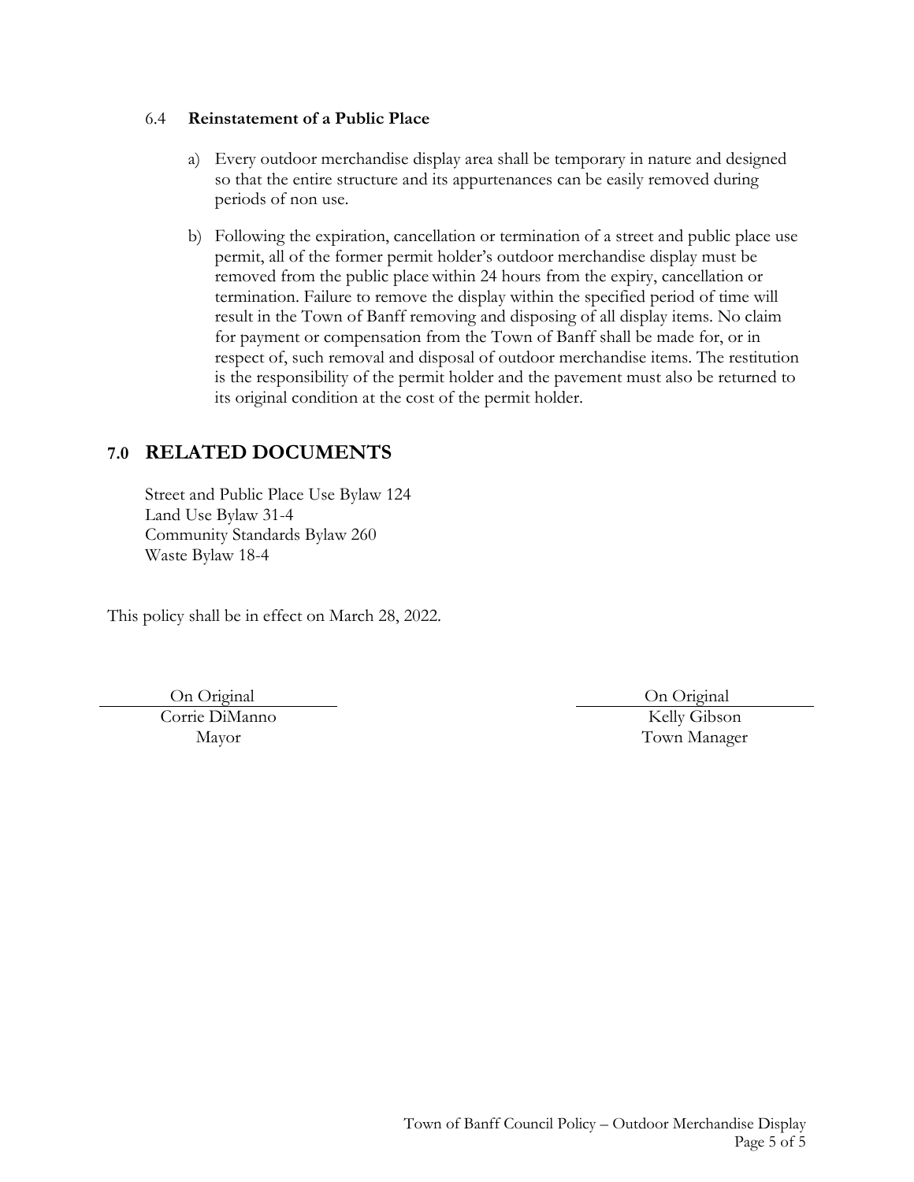### 6.4 Reinstatement of a Public Place

a) Every outdoor merchandise display area shall be temporary in nature and designed so that the entire structure and its appurtenances can be easily removed during periods of non use.

b) Following the expiration, cancellation or termination of a street and public place use permit, all of the former permit holder's outdoor merchandise display must be removed from the public place within 24 hours from the expiry, cancellation or termination. Failure to remove the display within the specified period of time will result in the Town of Banff removing and disposing of all display items. No claim for payment or compensation from the Town of Banff shall be made for, or in respect of, such removal and disposal of outdoor merchandise items. The restitution is the responsibility of the permit holder and the pavement must also be returned to its original condition at the cost of the permit holder.

## 7.0 RELATED DOCUMENTS

Street and Public Place Use Bylaw 124
Land Use Bylaw 31-4
Community Standards Bylaw 260
Waste Bylaw 18-4

This policy shall be in effect on March 28, 2022.

On Original
Corrie DiManno
Mayor

On Original
Kelly Gibson
Town Manager